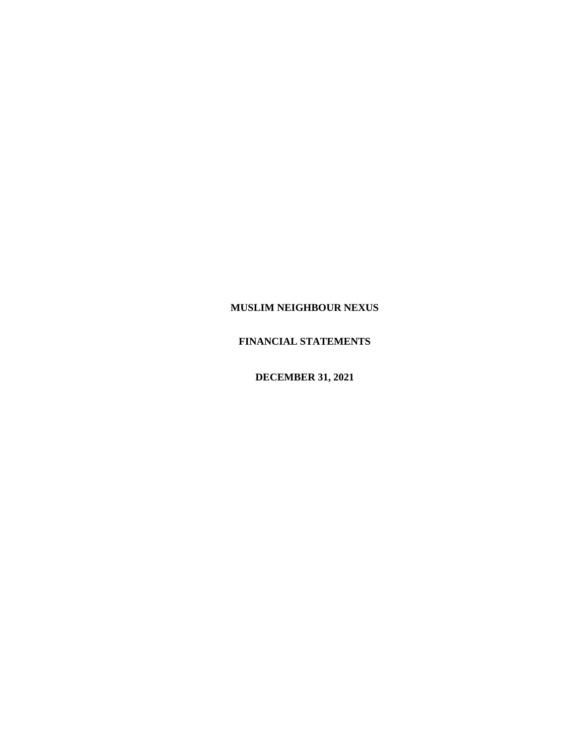**MUSLIM NEIGHBOUR NEXUS**

**FINANCIAL STATEMENTS**

**DECEMBER 31, 2021**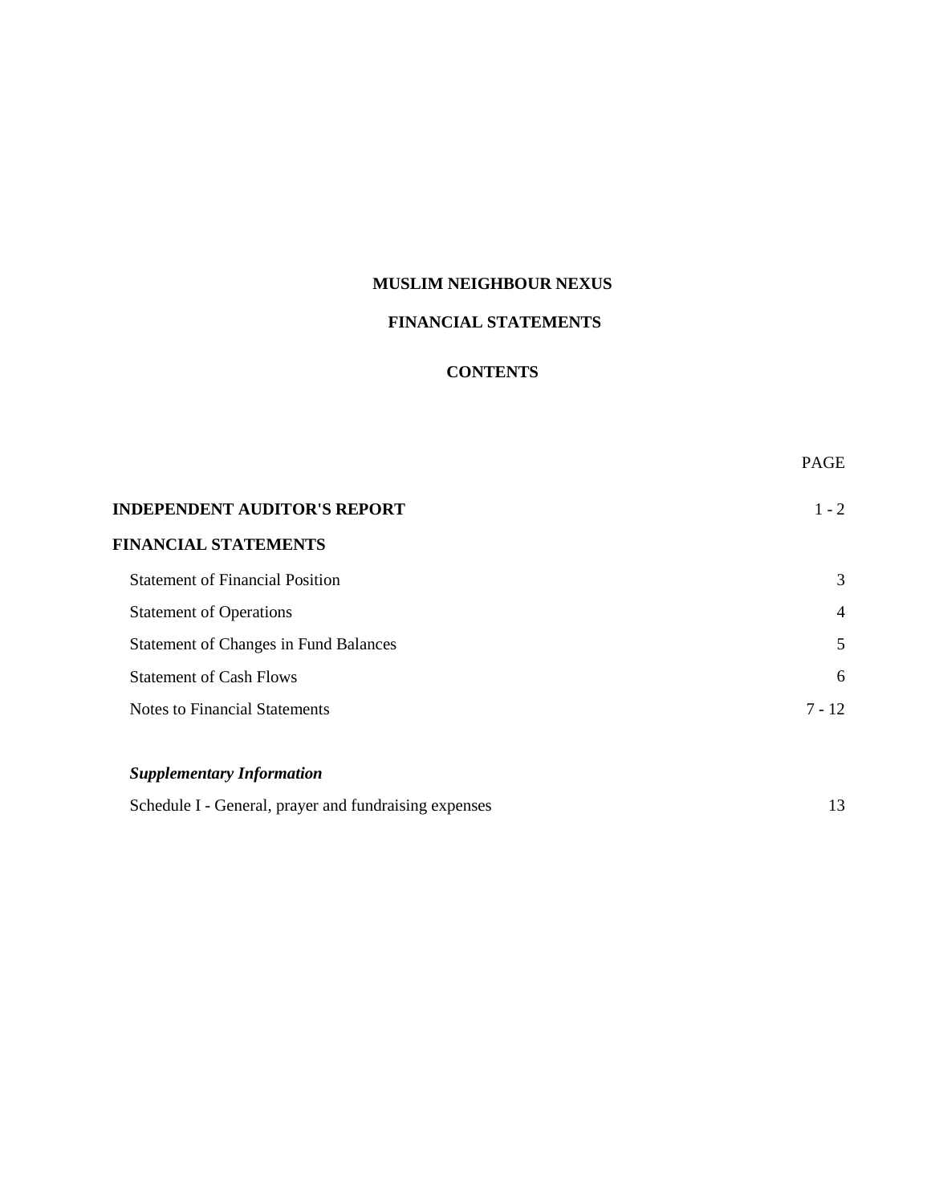# MUSLIM NEIGHBOUR NEXUS

## FINANCIAL STATEMENTS

## CONTENTS

| | PAGE |
|---|---|
| **INDEPENDENT AUDITOR'S REPORT** | 1 - 2 |
| **FINANCIAL STATEMENTS** | |
| Statement of Financial Position | 3 |
| Statement of Operations | 4 |
| Statement of Changes in Fund Balances | 5 |
| Statement of Cash Flows | 6 |
| Notes to Financial Statements | 7 - 12 |
| ***Supplementary Information*** | |
| Schedule I - General, prayer and fundraising expenses | 13 |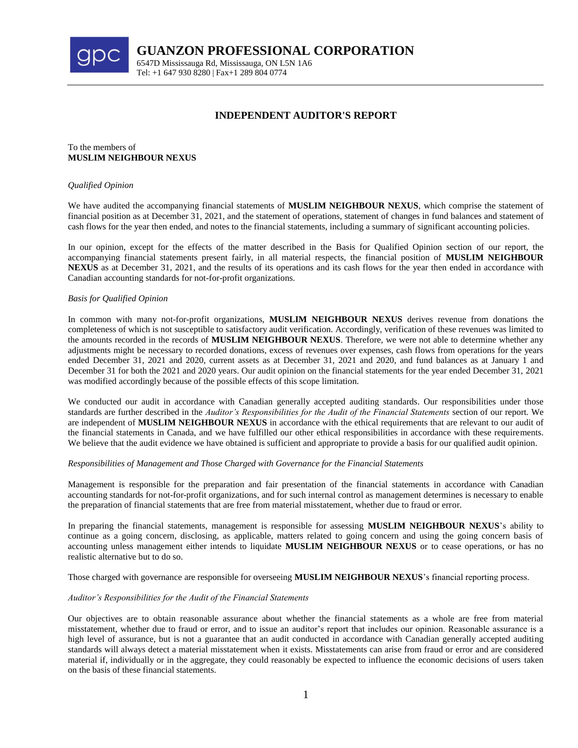# GUANZON PROFESSIONAL CORPORATION

6547D Mississauga Rd, Mississauga, ON L5N 1A6
Tel: +1 647 930 8280 | Fax+1 289 804 0774

## INDEPENDENT AUDITOR'S REPORT

To the members of
**MUSLIM NEIGHBOUR NEXUS**

*Qualified Opinion*

We have audited the accompanying financial statements of **MUSLIM NEIGHBOUR NEXUS**, which comprise the statement of financial position as at December 31, 2021, and the statement of operations, statement of changes in fund balances and statement of cash flows for the year then ended, and notes to the financial statements, including a summary of significant accounting policies.

In our opinion, except for the effects of the matter described in the Basis for Qualified Opinion section of our report, the accompanying financial statements present fairly, in all material respects, the financial position of **MUSLIM NEIGHBOUR NEXUS** as at December 31, 2021, and the results of its operations and its cash flows for the year then ended in accordance with Canadian accounting standards for not-for-profit organizations.

*Basis for Qualified Opinion*

In common with many not-for-profit organizations, **MUSLIM NEIGHBOUR NEXUS** derives revenue from donations the completeness of which is not susceptible to satisfactory audit verification. Accordingly, verification of these revenues was limited to the amounts recorded in the records of **MUSLIM NEIGHBOUR NEXUS**. Therefore, we were not able to determine whether any adjustments might be necessary to recorded donations, excess of revenues over expenses, cash flows from operations for the years ended December 31, 2021 and 2020, current assets as at December 31, 2021 and 2020, and fund balances as at January 1 and December 31 for both the 2021 and 2020 years. Our audit opinion on the financial statements for the year ended December 31, 2021 was modified accordingly because of the possible effects of this scope limitation.

We conducted our audit in accordance with Canadian generally accepted auditing standards. Our responsibilities under those standards are further described in the *Auditor's Responsibilities for the Audit of the Financial Statements* section of our report. We are independent of **MUSLIM NEIGHBOUR NEXUS** in accordance with the ethical requirements that are relevant to our audit of the financial statements in Canada, and we have fulfilled our other ethical responsibilities in accordance with these requirements. We believe that the audit evidence we have obtained is sufficient and appropriate to provide a basis for our qualified audit opinion.

*Responsibilities of Management and Those Charged with Governance for the Financial Statements*

Management is responsible for the preparation and fair presentation of the financial statements in accordance with Canadian accounting standards for not-for-profit organizations, and for such internal control as management determines is necessary to enable the preparation of financial statements that are free from material misstatement, whether due to fraud or error.

In preparing the financial statements, management is responsible for assessing **MUSLIM NEIGHBOUR NEXUS**'s ability to continue as a going concern, disclosing, as applicable, matters related to going concern and using the going concern basis of accounting unless management either intends to liquidate **MUSLIM NEIGHBOUR NEXUS** or to cease operations, or has no realistic alternative but to do so.

Those charged with governance are responsible for overseeing **MUSLIM NEIGHBOUR NEXUS**'s financial reporting process.

*Auditor's Responsibilities for the Audit of the Financial Statements*

Our objectives are to obtain reasonable assurance about whether the financial statements as a whole are free from material misstatement, whether due to fraud or error, and to issue an auditor's report that includes our opinion. Reasonable assurance is a high level of assurance, but is not a guarantee that an audit conducted in accordance with Canadian generally accepted auditing standards will always detect a material misstatement when it exists. Misstatements can arise from fraud or error and are considered material if, individually or in the aggregate, they could reasonably be expected to influence the economic decisions of users taken on the basis of these financial statements.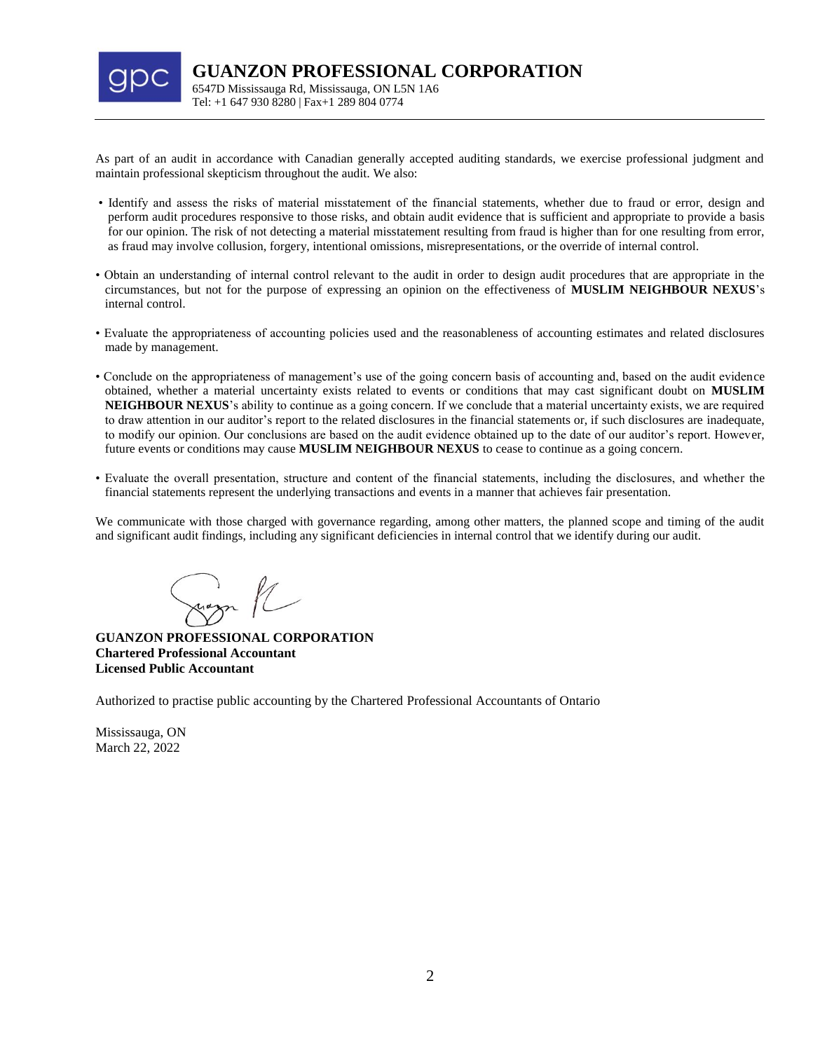**GUANZON PROFESSIONAL CORPORATION**
6547D Mississauga Rd, Mississauga, ON L5N 1A6
Tel: +1 647 930 8280 | Fax+1 289 804 0774

As part of an audit in accordance with Canadian generally accepted auditing standards, we exercise professional judgment and maintain professional skepticism throughout the audit. We also:

- Identify and assess the risks of material misstatement of the financial statements, whether due to fraud or error, design and perform audit procedures responsive to those risks, and obtain audit evidence that is sufficient and appropriate to provide a basis for our opinion. The risk of not detecting a material misstatement resulting from fraud is higher than for one resulting from error, as fraud may involve collusion, forgery, intentional omissions, misrepresentations, or the override of internal control.

- Obtain an understanding of internal control relevant to the audit in order to design audit procedures that are appropriate in the circumstances, but not for the purpose of expressing an opinion on the effectiveness of **MUSLIM NEIGHBOUR NEXUS**'s internal control.

- Evaluate the appropriateness of accounting policies used and the reasonableness of accounting estimates and related disclosures made by management.

- Conclude on the appropriateness of management's use of the going concern basis of accounting and, based on the audit evidence obtained, whether a material uncertainty exists related to events or conditions that may cast significant doubt on **MUSLIM NEIGHBOUR NEXUS**'s ability to continue as a going concern. If we conclude that a material uncertainty exists, we are required to draw attention in our auditor's report to the related disclosures in the financial statements or, if such disclosures are inadequate, to modify our opinion. Our conclusions are based on the audit evidence obtained up to the date of our auditor's report. However, future events or conditions may cause **MUSLIM NEIGHBOUR NEXUS** to cease to continue as a going concern.

- Evaluate the overall presentation, structure and content of the financial statements, including the disclosures, and whether the financial statements represent the underlying transactions and events in a manner that achieves fair presentation.

We communicate with those charged with governance regarding, among other matters, the planned scope and timing of the audit and significant audit findings, including any significant deficiencies in internal control that we identify during our audit.

**GUANZON PROFESSIONAL CORPORATION**
**Chartered Professional Accountant**
**Licensed Public Accountant**

Authorized to practise public accounting by the Chartered Professional Accountants of Ontario

Mississauga, ON
March 22, 2022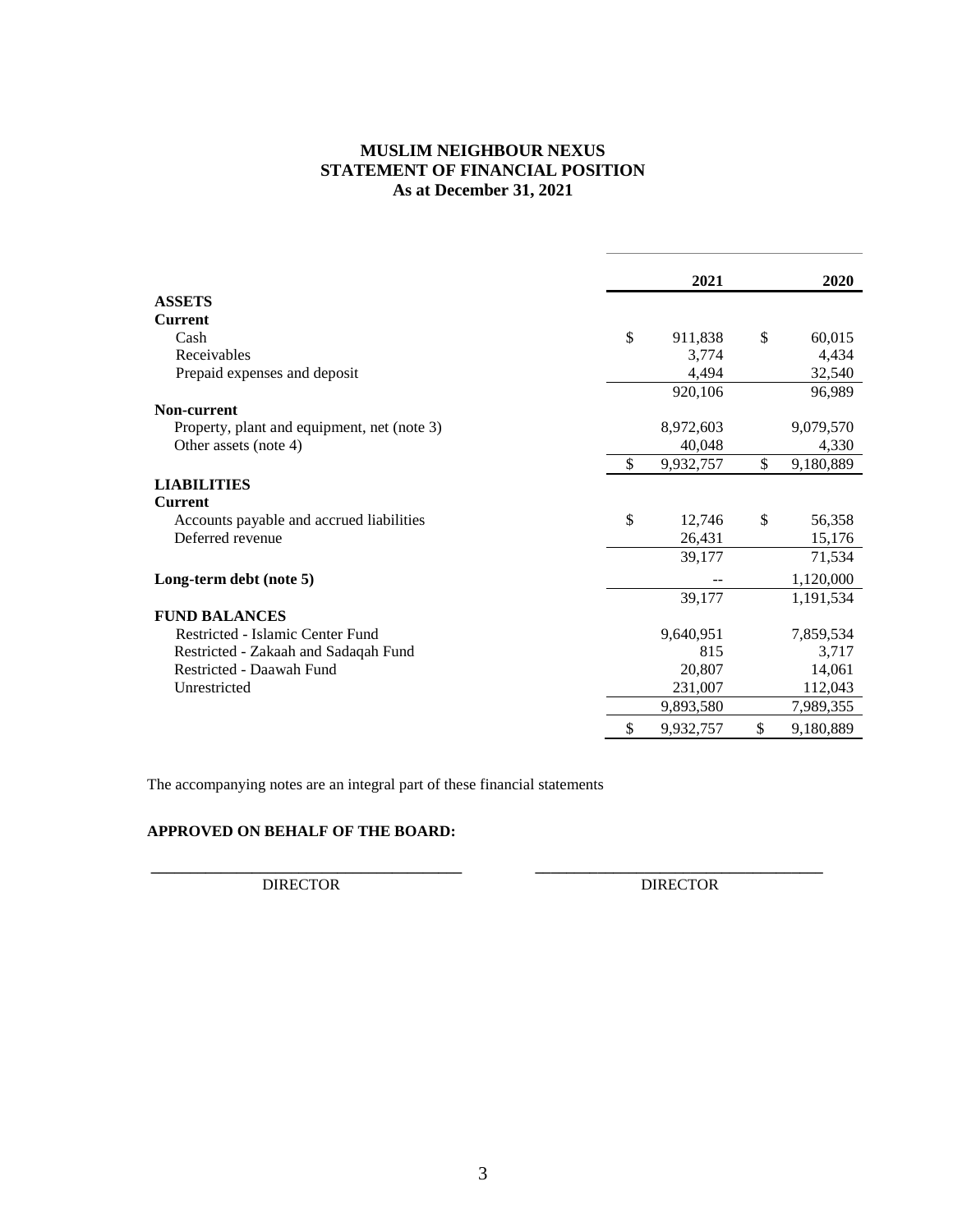# MUSLIM NEIGHBOUR NEXUS
## STATEMENT OF FINANCIAL POSITION
### As at December 31, 2021

| | 2021 | 2020 |
|---|---|---|
| **ASSETS** | | |
| **Current** | | |
| Cash | $ 911,838 | $ 60,015 |
| Receivables | 3,774 | 4,434 |
| Prepaid expenses and deposit | 4,494 | 32,540 |
| | 920,106 | 96,989 |
| **Non-current** | | |
| Property, plant and equipment, net (note 3) | 8,972,603 | 9,079,570 |
| Other assets (note 4) | 40,048 | 4,330 |
| | $ 9,932,757 | $ 9,180,889 |
| **LIABILITIES** | | |
| **Current** | | |
| Accounts payable and accrued liabilities | $ 12,746 | $ 56,358 |
| Deferred revenue | 26,431 | 15,176 |
| | 39,177 | 71,534 |
| **Long-term debt (note 5)** | -- | 1,120,000 |
| | 39,177 | 1,191,534 |
| **FUND BALANCES** | | |
| Restricted - Islamic Center Fund | 9,640,951 | 7,859,534 |
| Restricted - Zakaah and Sadaqah Fund | 815 | 3,717 |
| Restricted - Daawah Fund | 20,807 | 14,061 |
| Unrestricted | 231,007 | 112,043 |
| | 9,893,580 | 7,989,355 |
| | $ 9,932,757 | $ 9,180,889 |

The accompanying notes are an integral part of these financial statements

**APPROVED ON BEHALF OF THE BOARD:**

\_\_\_\_\_\_\_\_\_\_\_\_\_\_\_\_\_\_\_\_\_\_\_\_\_\_\_\_\_\_ DIRECTOR

\_\_\_\_\_\_\_\_\_\_\_\_\_\_\_\_\_\_\_\_\_\_\_\_\_\_\_\_\_\_ DIRECTOR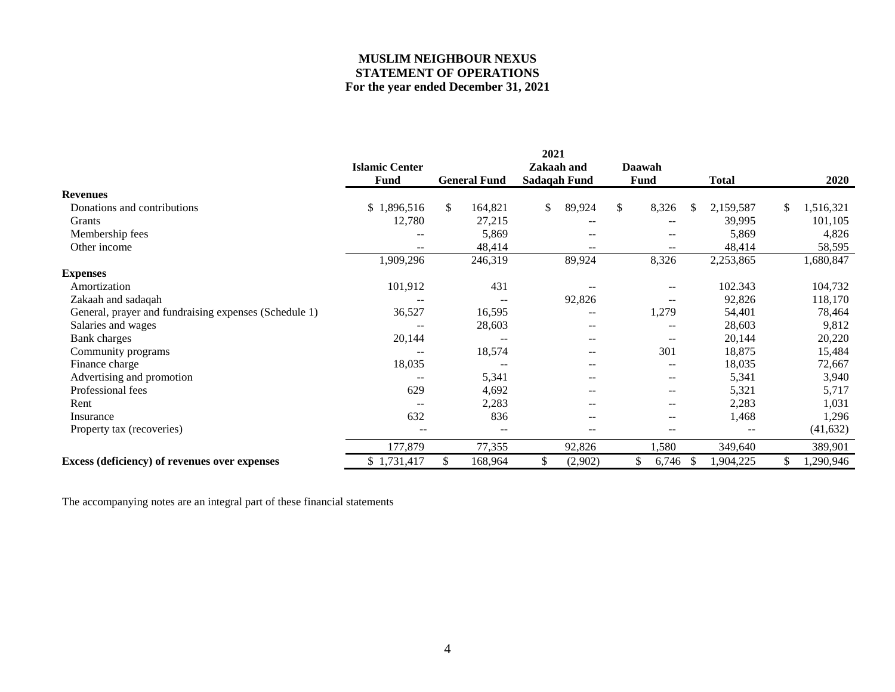**MUSLIM NEIGHBOUR NEXUS**
**STATEMENT OF OPERATIONS**
**For the year ended December 31, 2021**

| | 2021 | | | | | |
|---|---|---|---|---|---|---|
| | **Islamic Center Fund** | **General Fund** | **Zakaah and Sadaqah Fund** | **Daawah Fund** | **Total** | **2020** |
| **Revenues** | | | | | | |
| Donations and contributions | $ 1,896,516 | $ 164,821 | $ 89,924 | $ 8,326 | $ 2,159,587 | $ 1,516,321 |
| Grants | 12,780 | 27,215 | -- | -- | 39,995 | 101,105 |
| Membership fees | -- | 5,869 | -- | -- | 5,869 | 4,826 |
| Other income | -- | 48,414 | -- | -- | 48,414 | 58,595 |
| | 1,909,296 | 246,319 | 89,924 | 8,326 | 2,253,865 | 1,680,847 |
| **Expenses** | | | | | | |
| Amortization | 101,912 | 431 | -- | -- | 102.343 | 104,732 |
| Zakaah and sadaqah | -- | -- | 92,826 | -- | 92,826 | 118,170 |
| General, prayer and fundraising expenses (Schedule 1) | 36,527 | 16,595 | -- | 1,279 | 54,401 | 78,464 |
| Salaries and wages | -- | 28,603 | -- | -- | 28,603 | 9,812 |
| Bank charges | 20,144 | -- | -- | -- | 20,144 | 20,220 |
| Community programs | -- | 18,574 | -- | 301 | 18,875 | 15,484 |
| Finance charge | 18,035 | -- | -- | -- | 18,035 | 72,667 |
| Advertising and promotion | -- | 5,341 | -- | -- | 5,341 | 3,940 |
| Professional fees | 629 | 4,692 | -- | -- | 5,321 | 5,717 |
| Rent | -- | 2,283 | -- | -- | 2,283 | 1,031 |
| Insurance | 632 | 836 | -- | -- | 1,468 | 1,296 |
| Property tax (recoveries) | -- | -- | -- | -- | -- | (41,632) |
| | 177,879 | 77,355 | 92,826 | 1,580 | 349,640 | 389,901 |
| **Excess (deficiency) of revenues over expenses** | $ 1,731,417 | $ 168,964 | $ (2,902) | $ 6,746 | $ 1,904,225 | $ 1,290,946 |

The accompanying notes are an integral part of these financial statements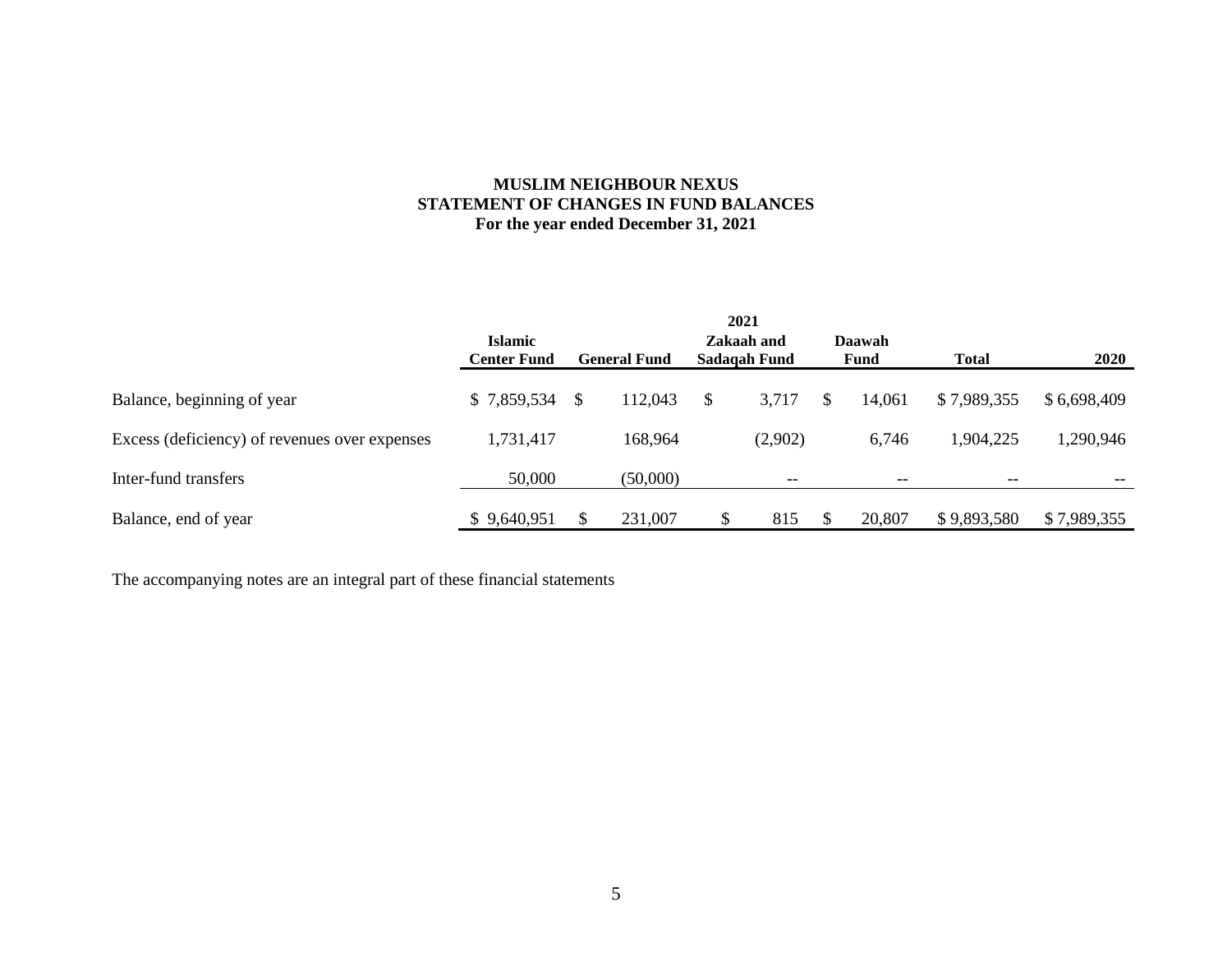**MUSLIM NEIGHBOUR NEXUS**
**STATEMENT OF CHANGES IN FUND BALANCES**
**For the year ended December 31, 2021**

| | 2021 | | | | | |
|---|---|---|---|---|---|---|
| | Islamic Center Fund | General Fund | Zakaah and Sadaqah Fund | Daawah Fund | Total | 2020 |
| Balance, beginning of year | $ 7,859,534 | $ 112,043 | $ 3,717 | $ 14,061 | $ 7,989,355 | $ 6,698,409 |
| Excess (deficiency) of revenues over expenses | 1,731,417 | 168,964 | (2,902) | 6,746 | 1,904,225 | 1,290,946 |
| Inter-fund transfers | 50,000 | (50,000) | -- | -- | -- | -- |
| Balance, end of year | $ 9,640,951 | $ 231,007 | $ 815 | $ 20,807 | $ 9,893,580 | $ 7,989,355 |

The accompanying notes are an integral part of these financial statements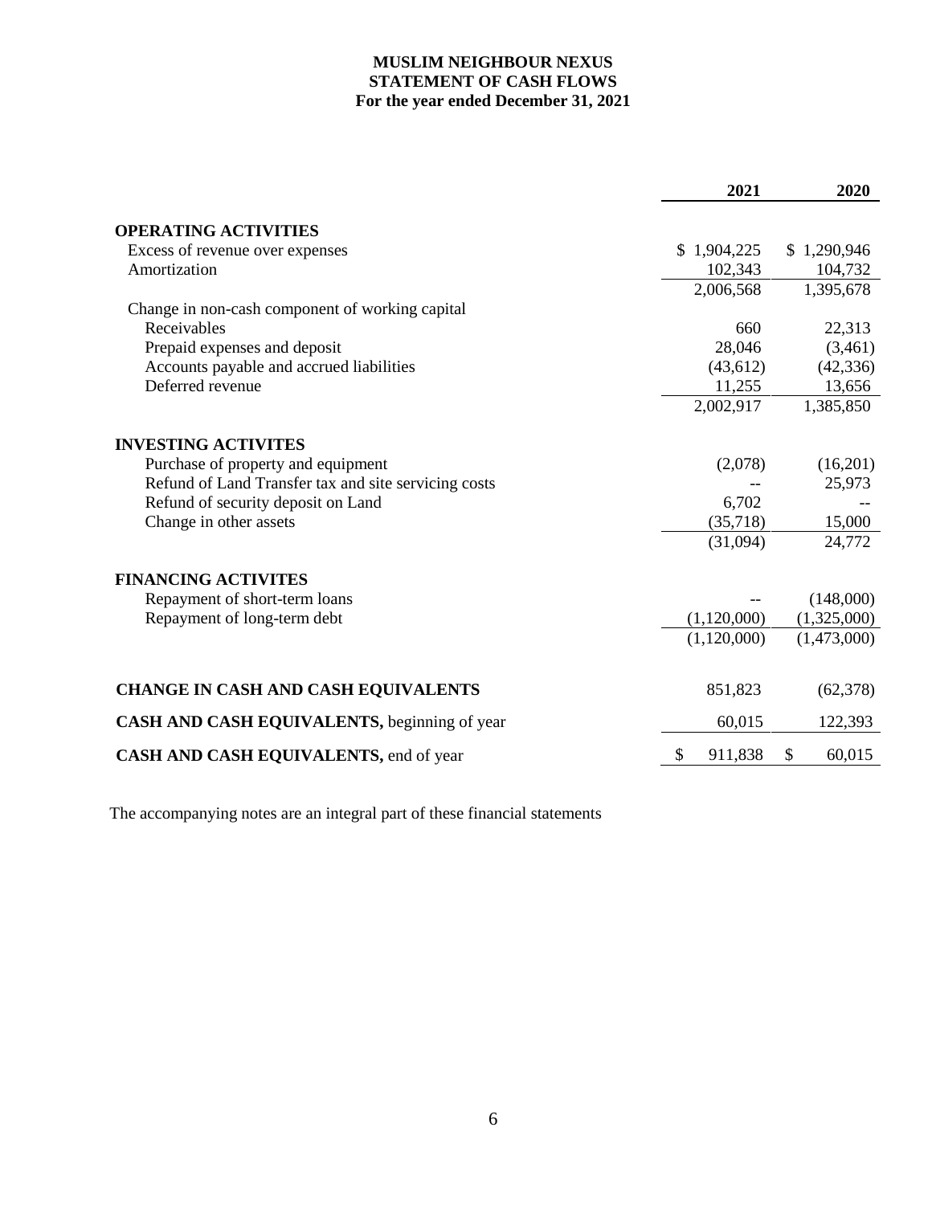# MUSLIM NEIGHBOUR NEXUS
## STATEMENT OF CASH FLOWS
### For the year ended December 31, 2021

| | 2021 | 2020 |
|---|---|---|
| **OPERATING ACTIVITIES** | | |
| Excess of revenue over expenses | $ 1,904,225 | $ 1,290,946 |
| Amortization | 102,343 | 104,732 |
| | 2,006,568 | 1,395,678 |
| Change in non-cash component of working capital | | |
| Receivables | 660 | 22,313 |
| Prepaid expenses and deposit | 28,046 | (3,461) |
| Accounts payable and accrued liabilities | (43,612) | (42,336) |
| Deferred revenue | 11,255 | 13,656 |
| | 2,002,917 | 1,385,850 |
| **INVESTING ACTIVITES** | | |
| Purchase of property and equipment | (2,078) | (16,201) |
| Refund of Land Transfer tax and site servicing costs | -- | 25,973 |
| Refund of security deposit on Land | 6,702 | -- |
| Change in other assets | (35,718) | 15,000 |
| | (31,094) | 24,772 |
| **FINANCING ACTIVITES** | | |
| Repayment of short-term loans | -- | (148,000) |
| Repayment of long-term debt | (1,120,000) | (1,325,000) |
| | (1,120,000) | (1,473,000) |
| **CHANGE IN CASH AND CASH EQUIVALENTS** | 851,823 | (62,378) |
| **CASH AND CASH EQUIVALENTS,** beginning of year | 60,015 | 122,393 |
| **CASH AND CASH EQUIVALENTS,** end of year | $ 911,838 | $ 60,015 |

The accompanying notes are an integral part of these financial statements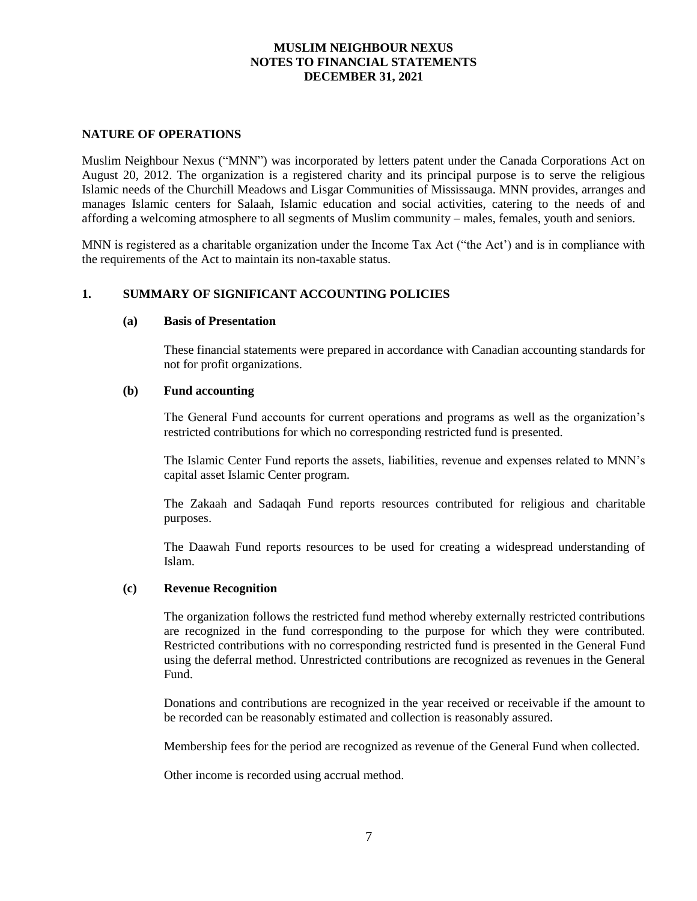# MUSLIM NEIGHBOUR NEXUS
# NOTES TO FINANCIAL STATEMENTS
# DECEMBER 31, 2021

## NATURE OF OPERATIONS

Muslim Neighbour Nexus ("MNN") was incorporated by letters patent under the Canada Corporations Act on August 20, 2012. The organization is a registered charity and its principal purpose is to serve the religious Islamic needs of the Churchill Meadows and Lisgar Communities of Mississauga. MNN provides, arranges and manages Islamic centers for Salaah, Islamic education and social activities, catering to the needs of and affording a welcoming atmosphere to all segments of Muslim community – males, females, youth and seniors.

MNN is registered as a charitable organization under the Income Tax Act ("the Act') and is in compliance with the requirements of the Act to maintain its non-taxable status.

## 1. SUMMARY OF SIGNIFICANT ACCOUNTING POLICIES

### (a) Basis of Presentation

These financial statements were prepared in accordance with Canadian accounting standards for not for profit organizations.

### (b) Fund accounting

The General Fund accounts for current operations and programs as well as the organization's restricted contributions for which no corresponding restricted fund is presented.

The Islamic Center Fund reports the assets, liabilities, revenue and expenses related to MNN's capital asset Islamic Center program.

The Zakaah and Sadaqah Fund reports resources contributed for religious and charitable purposes.

The Daawah Fund reports resources to be used for creating a widespread understanding of Islam.

### (c) Revenue Recognition

The organization follows the restricted fund method whereby externally restricted contributions are recognized in the fund corresponding to the purpose for which they were contributed. Restricted contributions with no corresponding restricted fund is presented in the General Fund using the deferral method. Unrestricted contributions are recognized as revenues in the General Fund.

Donations and contributions are recognized in the year received or receivable if the amount to be recorded can be reasonably estimated and collection is reasonably assured.

Membership fees for the period are recognized as revenue of the General Fund when collected.

Other income is recorded using accrual method.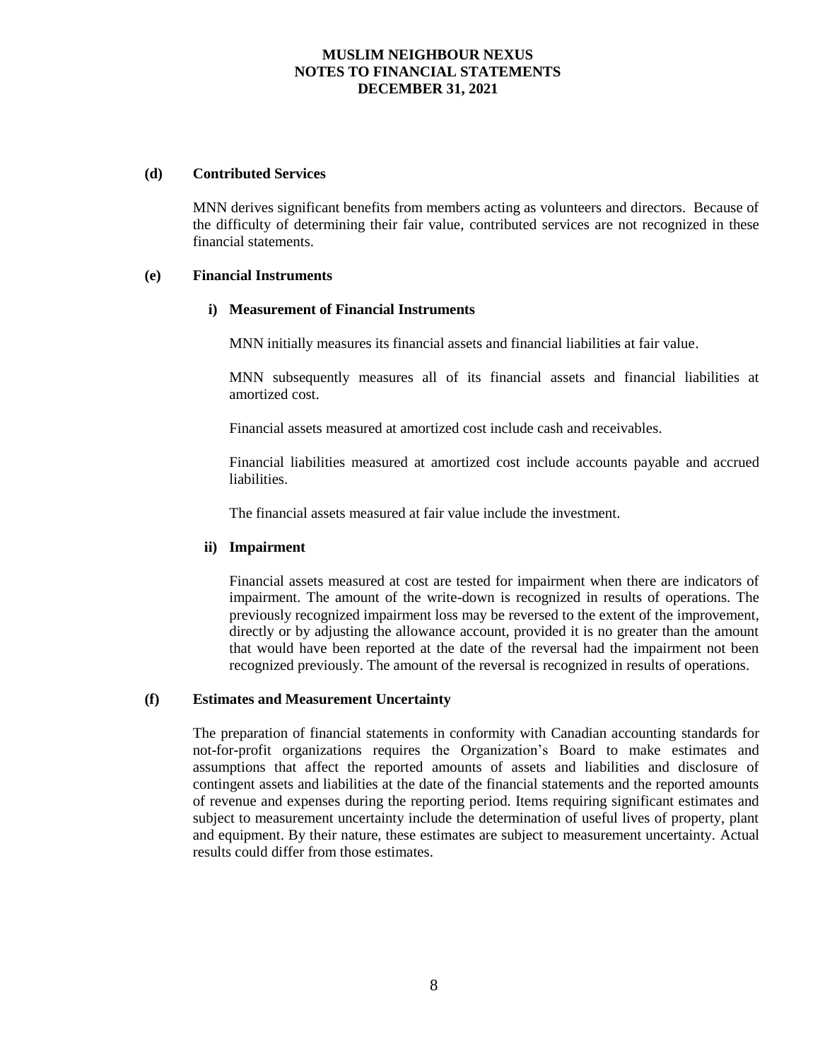#### (d) Contributed Services

MNN derives significant benefits from members acting as volunteers and directors. Because of the difficulty of determining their fair value, contributed services are not recognized in these financial statements.

#### (e) Financial Instruments

##### i) Measurement of Financial Instruments

MNN initially measures its financial assets and financial liabilities at fair value.

MNN subsequently measures all of its financial assets and financial liabilities at amortized cost.

Financial assets measured at amortized cost include cash and receivables.

Financial liabilities measured at amortized cost include accounts payable and accrued liabilities.

The financial assets measured at fair value include the investment.

##### ii) Impairment

Financial assets measured at cost are tested for impairment when there are indicators of impairment. The amount of the write-down is recognized in results of operations. The previously recognized impairment loss may be reversed to the extent of the improvement, directly or by adjusting the allowance account, provided it is no greater than the amount that would have been reported at the date of the reversal had the impairment not been recognized previously. The amount of the reversal is recognized in results of operations.

#### (f) Estimates and Measurement Uncertainty

The preparation of financial statements in conformity with Canadian accounting standards for not-for-profit organizations requires the Organization's Board to make estimates and assumptions that affect the reported amounts of assets and liabilities and disclosure of contingent assets and liabilities at the date of the financial statements and the reported amounts of revenue and expenses during the reporting period. Items requiring significant estimates and subject to measurement uncertainty include the determination of useful lives of property, plant and equipment. By their nature, these estimates are subject to measurement uncertainty. Actual results could differ from those estimates.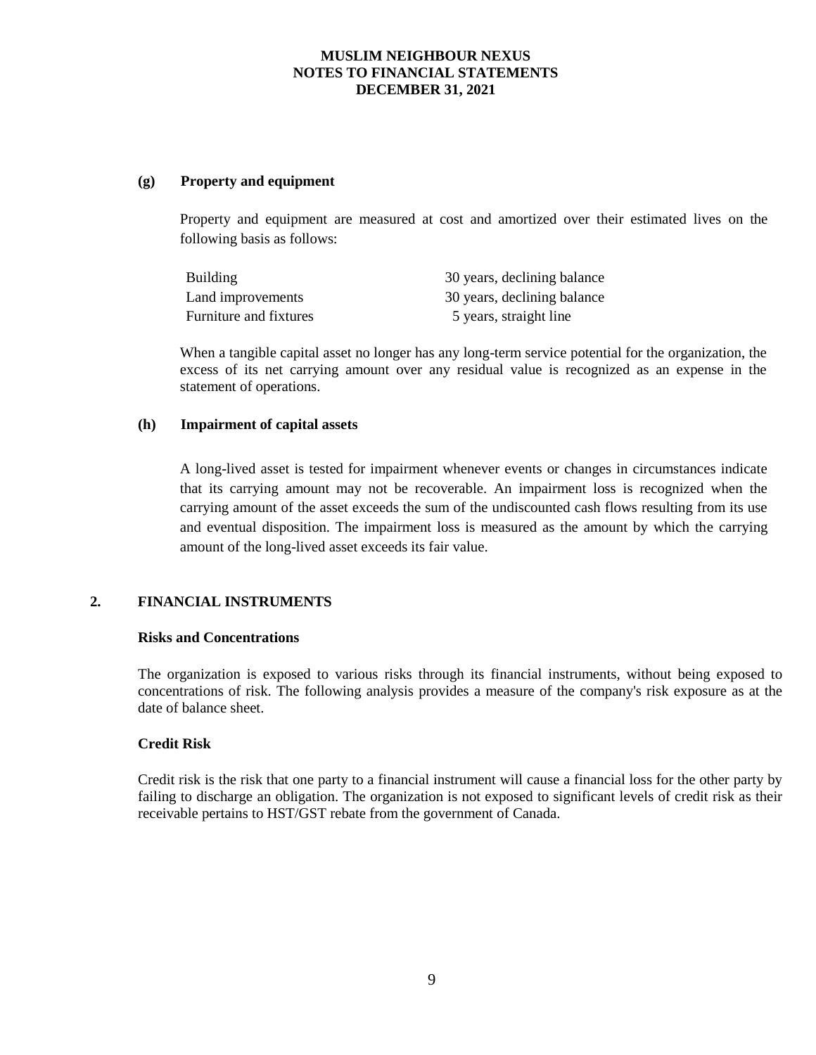**(g) Property and equipment**

Property and equipment are measured at cost and amortized over their estimated lives on the following basis as follows:

| | |
|---|---|
| Building | 30 years, declining balance |
| Land improvements | 30 years, declining balance |
| Furniture and fixtures | 5 years, straight line |

When a tangible capital asset no longer has any long-term service potential for the organization, the excess of its net carrying amount over any residual value is recognized as an expense in the statement of operations.

**(h) Impairment of capital assets**

A long-lived asset is tested for impairment whenever events or changes in circumstances indicate that its carrying amount may not be recoverable. An impairment loss is recognized when the carrying amount of the asset exceeds the sum of the undiscounted cash flows resulting from its use and eventual disposition. The impairment loss is measured as the amount by which the carrying amount of the long-lived asset exceeds its fair value.

## 2. FINANCIAL INSTRUMENTS

**Risks and Concentrations**

The organization is exposed to various risks through its financial instruments, without being exposed to concentrations of risk. The following analysis provides a measure of the company's risk exposure as at the date of balance sheet.

**Credit Risk**

Credit risk is the risk that one party to a financial instrument will cause a financial loss for the other party by failing to discharge an obligation. The organization is not exposed to significant levels of credit risk as their receivable pertains to HST/GST rebate from the government of Canada.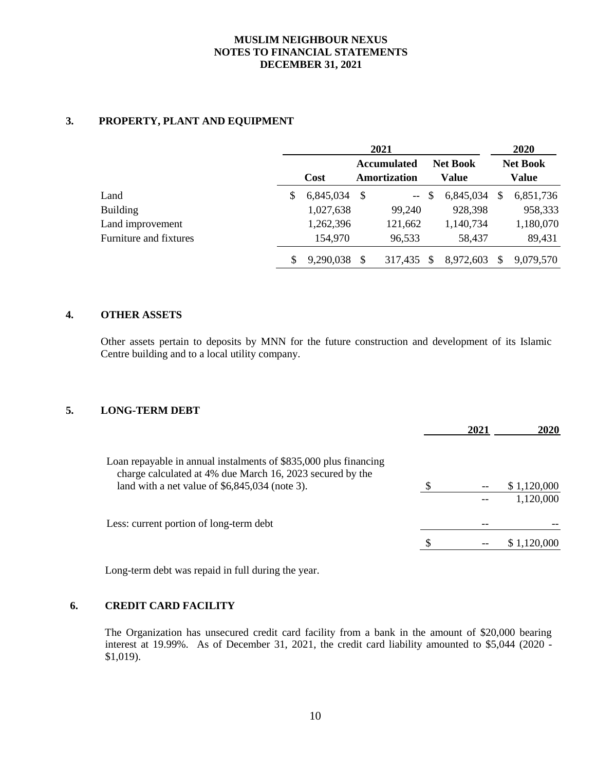**MUSLIM NEIGHBOUR NEXUS**
**NOTES TO FINANCIAL STATEMENTS**
**DECEMBER 31, 2021**

## 3. PROPERTY, PLANT AND EQUIPMENT

| | 2021 | | | 2020 |
|---|---|---|---|---|
| | Cost | Accumulated Amortization | Net Book Value | Net Book Value |
| Land | $ 6,845,034 | $ -- | $ 6,845,034 | $ 6,851,736 |
| Building | 1,027,638 | 99,240 | 928,398 | 958,333 |
| Land improvement | 1,262,396 | 121,662 | 1,140,734 | 1,180,070 |
| Furniture and fixtures | 154,970 | 96,533 | 58,437 | 89,431 |
| | $ 9,290,038 | $ 317,435 | $ 8,972,603 | $ 9,079,570 |

## 4. OTHER ASSETS

Other assets pertain to deposits by MNN for the future construction and development of its Islamic Centre building and to a local utility company.

## 5. LONG-TERM DEBT

| | 2021 | 2020 |
|---|---|---|
| Loan repayable in annual instalments of $835,000 plus financing charge calculated at 4% due March 16, 2023 secured by the land with a net value of $6,845,034 (note 3). | $ -- | $ 1,120,000 |
| | -- | 1,120,000 |
| Less: current portion of long-term debt | -- | -- |
| | $ -- | $ 1,120,000 |

Long-term debt was repaid in full during the year.

## 6. CREDIT CARD FACILITY

The Organization has unsecured credit card facility from a bank in the amount of $20,000 bearing interest at 19.99%. As of December 31, 2021, the credit card liability amounted to $5,044 (2020 - $1,019).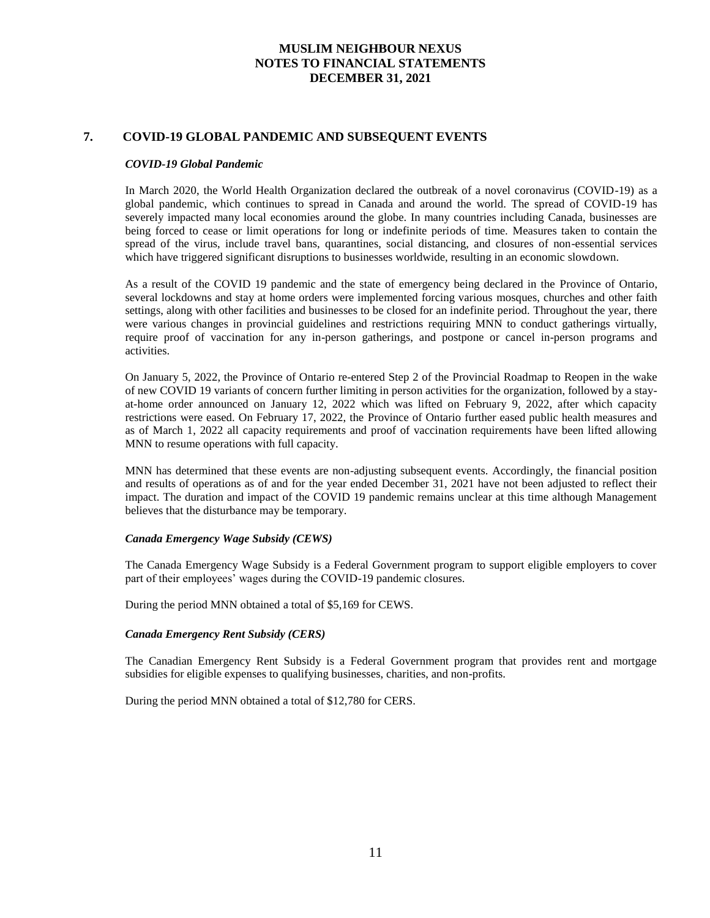## 7. COVID-19 GLOBAL PANDEMIC AND SUBSEQUENT EVENTS

### *COVID-19 Global Pandemic*

In March 2020, the World Health Organization declared the outbreak of a novel coronavirus (COVID-19) as a global pandemic, which continues to spread in Canada and around the world. The spread of COVID-19 has severely impacted many local economies around the globe. In many countries including Canada, businesses are being forced to cease or limit operations for long or indefinite periods of time. Measures taken to contain the spread of the virus, include travel bans, quarantines, social distancing, and closures of non-essential services which have triggered significant disruptions to businesses worldwide, resulting in an economic slowdown.

As a result of the COVID 19 pandemic and the state of emergency being declared in the Province of Ontario, several lockdowns and stay at home orders were implemented forcing various mosques, churches and other faith settings, along with other facilities and businesses to be closed for an indefinite period. Throughout the year, there were various changes in provincial guidelines and restrictions requiring MNN to conduct gatherings virtually, require proof of vaccination for any in-person gatherings, and postpone or cancel in-person programs and activities.

On January 5, 2022, the Province of Ontario re-entered Step 2 of the Provincial Roadmap to Reopen in the wake of new COVID 19 variants of concern further limiting in person activities for the organization, followed by a stay-at-home order announced on January 12, 2022 which was lifted on February 9, 2022, after which capacity restrictions were eased. On February 17, 2022, the Province of Ontario further eased public health measures and as of March 1, 2022 all capacity requirements and proof of vaccination requirements have been lifted allowing MNN to resume operations with full capacity.

MNN has determined that these events are non-adjusting subsequent events. Accordingly, the financial position and results of operations as of and for the year ended December 31, 2021 have not been adjusted to reflect their impact. The duration and impact of the COVID 19 pandemic remains unclear at this time although Management believes that the disturbance may be temporary.

### *Canada Emergency Wage Subsidy (CEWS)*

The Canada Emergency Wage Subsidy is a Federal Government program to support eligible employers to cover part of their employees' wages during the COVID-19 pandemic closures.

During the period MNN obtained a total of $5,169 for CEWS.

### *Canada Emergency Rent Subsidy (CERS)*

The Canadian Emergency Rent Subsidy is a Federal Government program that provides rent and mortgage subsidies for eligible expenses to qualifying businesses, charities, and non-profits.

During the period MNN obtained a total of $12,780 for CERS.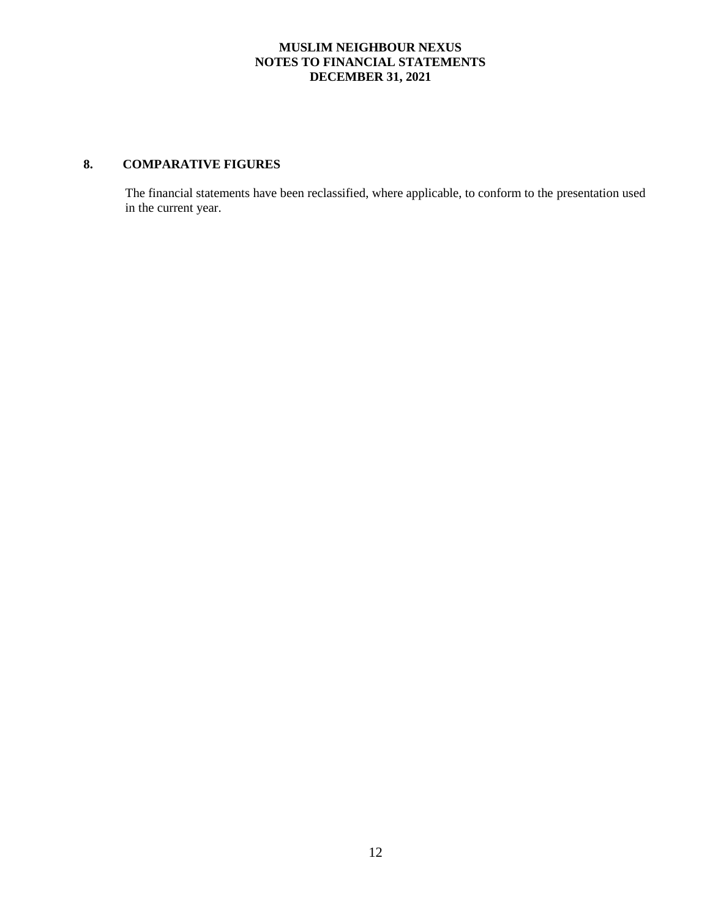**MUSLIM NEIGHBOUR NEXUS**
**NOTES TO FINANCIAL STATEMENTS**
**DECEMBER 31, 2021**

## 8. COMPARATIVE FIGURES

The financial statements have been reclassified, where applicable, to conform to the presentation used in the current year.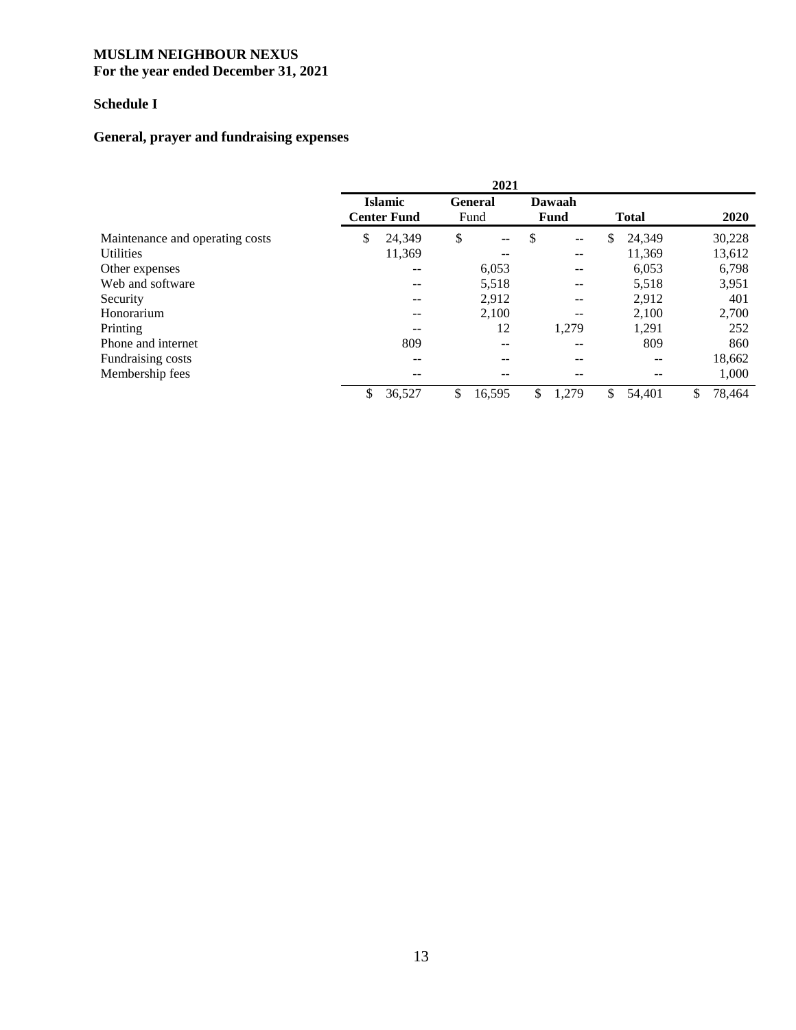**MUSLIM NEIGHBOUR NEXUS**
**For the year ended December 31, 2021**

**Schedule I**

**General, prayer and fundraising expenses**

| | 2021 | | | | |
|---|---|---|---|---|---|
| | **Islamic Center Fund** | **General** Fund | **Dawaah Fund** | **Total** | **2020** |
| Maintenance and operating costs | $ 24,349 | $ -- | $ -- | $ 24,349 | 30,228 |
| Utilities | 11,369 | -- | -- | 11,369 | 13,612 |
| Other expenses | -- | 6,053 | -- | 6,053 | 6,798 |
| Web and software | -- | 5,518 | -- | 5,518 | 3,951 |
| Security | -- | 2,912 | -- | 2,912 | 401 |
| Honorarium | -- | 2,100 | -- | 2,100 | 2,700 |
| Printing | -- | 12 | 1,279 | 1,291 | 252 |
| Phone and internet | 809 | -- | -- | 809 | 860 |
| Fundraising costs | -- | -- | -- | -- | 18,662 |
| Membership fees | -- | -- | -- | -- | 1,000 |
| | $ 36,527 | $ 16,595 | $ 1,279 | $ 54,401 | $ 78,464 |